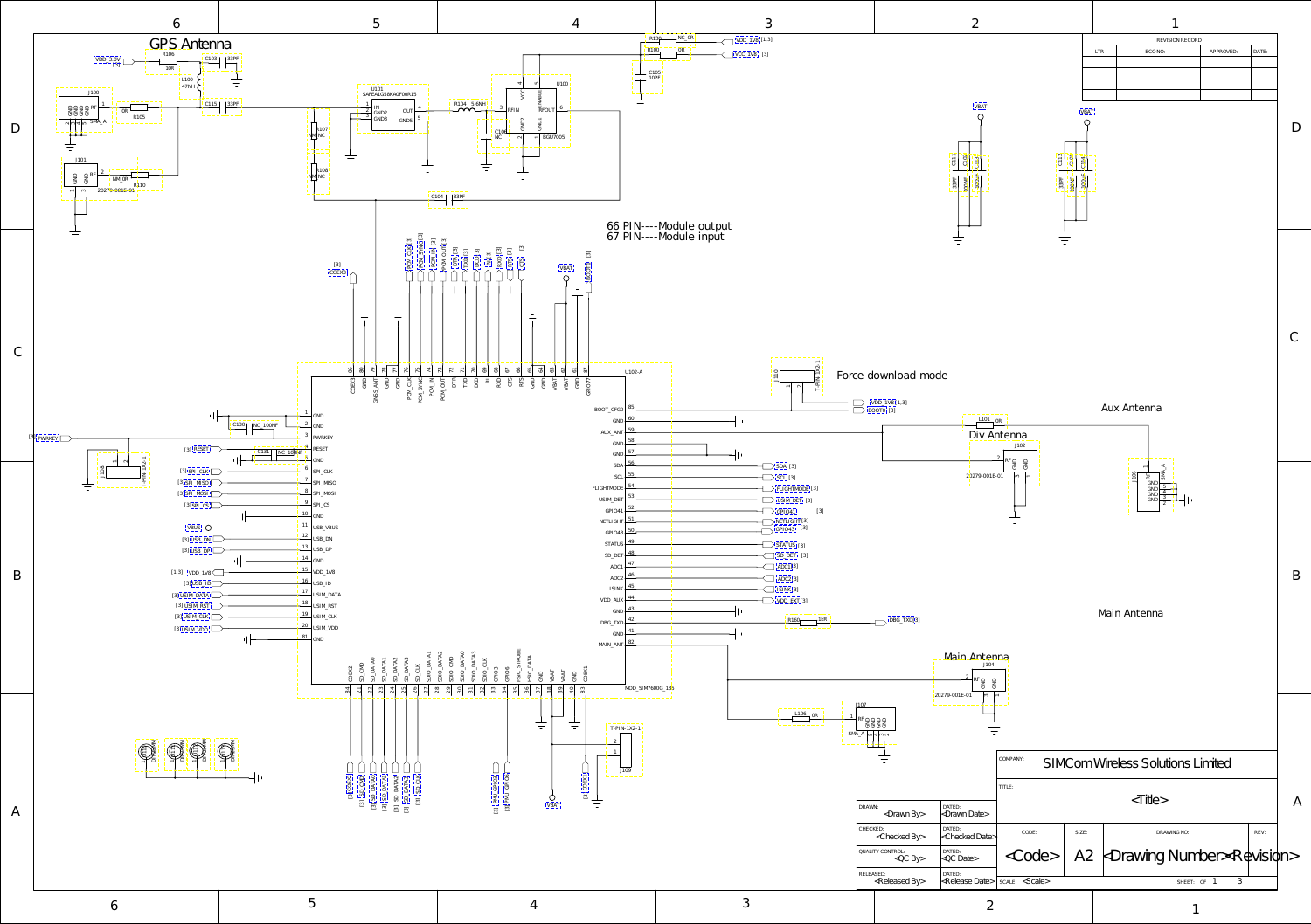## GPS Antenna

66 PIN----Module output
67 PIN----Module input

Force download mode

Aux Antenna

Div Antenna

Main Antenna

Main Antenna

| REVISION RECORD | | | |
|---|---|---|---|
| LTR | ECO NO: | APPROVED: | DATE: |

| COMPANY: | SIMCom Wireless Solutions Limited | | | |
|---|---|---|---|---|
| TITLE: | <Title> | | | |
| DRAWN: <Drawn By> | DATED: <Drawn Date> | | | |
| CHECKED: <Checked By> | DATED: <Checked Date> | CODE: <Code> | SIZE: A2 | DRAWING NO: <Drawing Number> REV: <Revision> |
| QUALITY CONTROL: <QC By> | DATED: <QC Date> | | | |
| RELEASED: <Released By> | DATED: <Release Date> | SCALE: <Scale> | | SHEET: 1 OF 3 |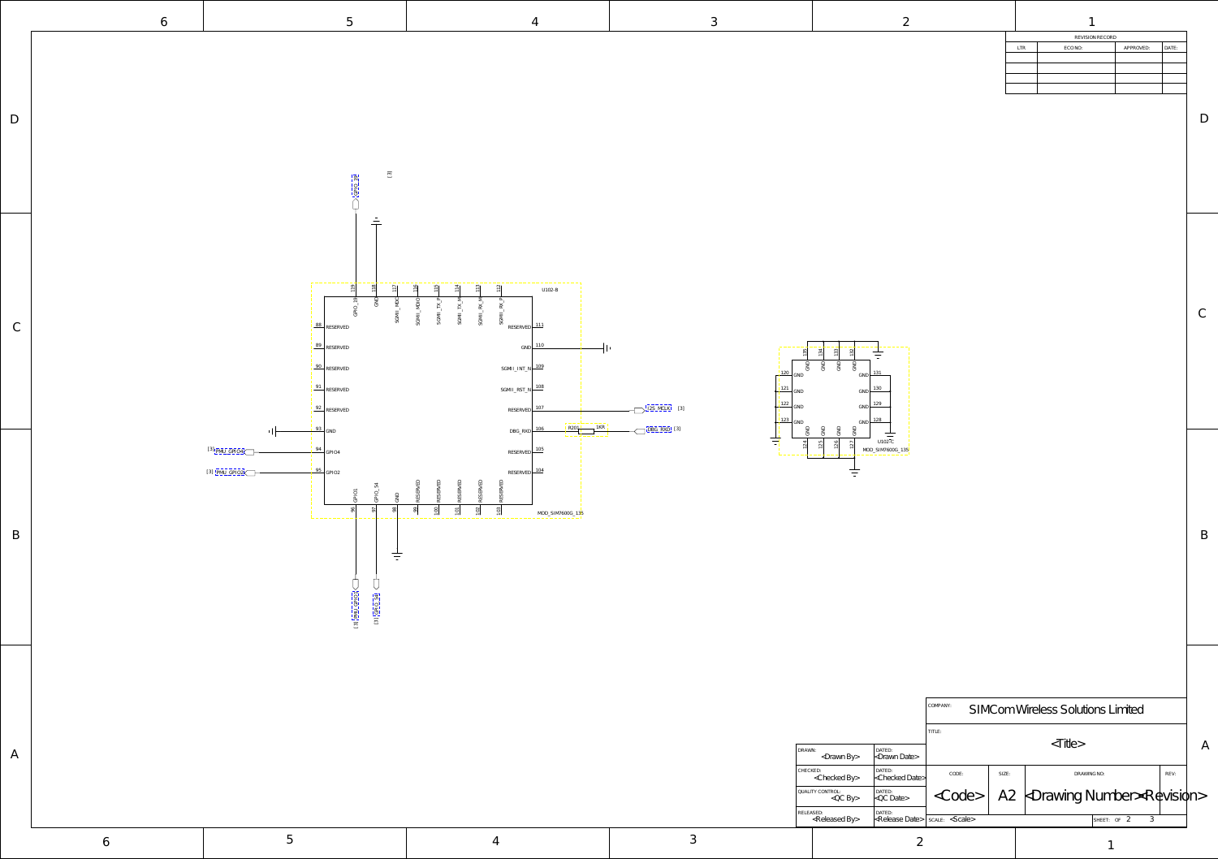U102-B

MOD_SIM7600G_135

| Pin | Name |
| --- | --- |
| 88 | RESERVED |
| 89 | RESERVED |
| 90 | RESERVED |
| 91 | RESERVED |
| 92 | RESERVED |
| 93 | GND |
| 94 | GPIO4 |
| 95 | GPIO2 |
| 96 | GPIO1 |
| 97 | GPIO_54 |
| 98 | GND |
| 99 | RESERVED |
| 100 | RESERVED |
| 101 | RESERVED |
| 102 | RESERVED |
| 103 | RESERVED |
| 104 | RESERVED |
| 105 | RESERVED |
| 106 | DBG_RXD |
| 107 | RESERVED |
| 108 | SGMII_RST_N |
| 109 | SGMII_INT_N |
| 110 | GND |
| 111 | RESERVED |
| 112 | SGMII_RX_P |
| 113 | SGMII_RX_M |
| 114 | SGMII_TX_M |
| 115 | SGMII_TX_P |
| 116 | SGMII_MDIO |
| 117 | SGMII_MDC |
| 118 | GND |
| 119 | GPIO_19 |

Net labels: [3] GPIO_19, [3] PWR_GPIO4, [3] PWR_GPIO2, [3] PWR_GPIO1, [3] GPIO_54, I2S_MCLK [3], DBG_RXD [3]

R201 1KR

U102-C

MOD_SIM7600G_135

Pins 120–135: GND

SIMCom Wireless Solutions Limited

| DRAWN: <Drawn By> | DATED: <Drawn Date> |
| --- | --- |
| CHECKED: <Checked By> | DATED: <Checked Date> |
| QUALITY CONTROL: <QC By> | DATED: <QC Date> |
| RELEASED: <Released By> | DATED: <Release Date> |

TITLE: <Title>

| CODE: | SIZE: | DRAWING NO: | REV: |
| --- | --- | --- | --- |
| <Code> | A2 | <Drawing Number> | <Revision> |

SCALE: <Scale> SHEET: 2 OF 3

REVISION RECORD

| LTR | ECO NO: | APPROVED: | DATE: |
| --- | --- | --- | --- |
| | | | |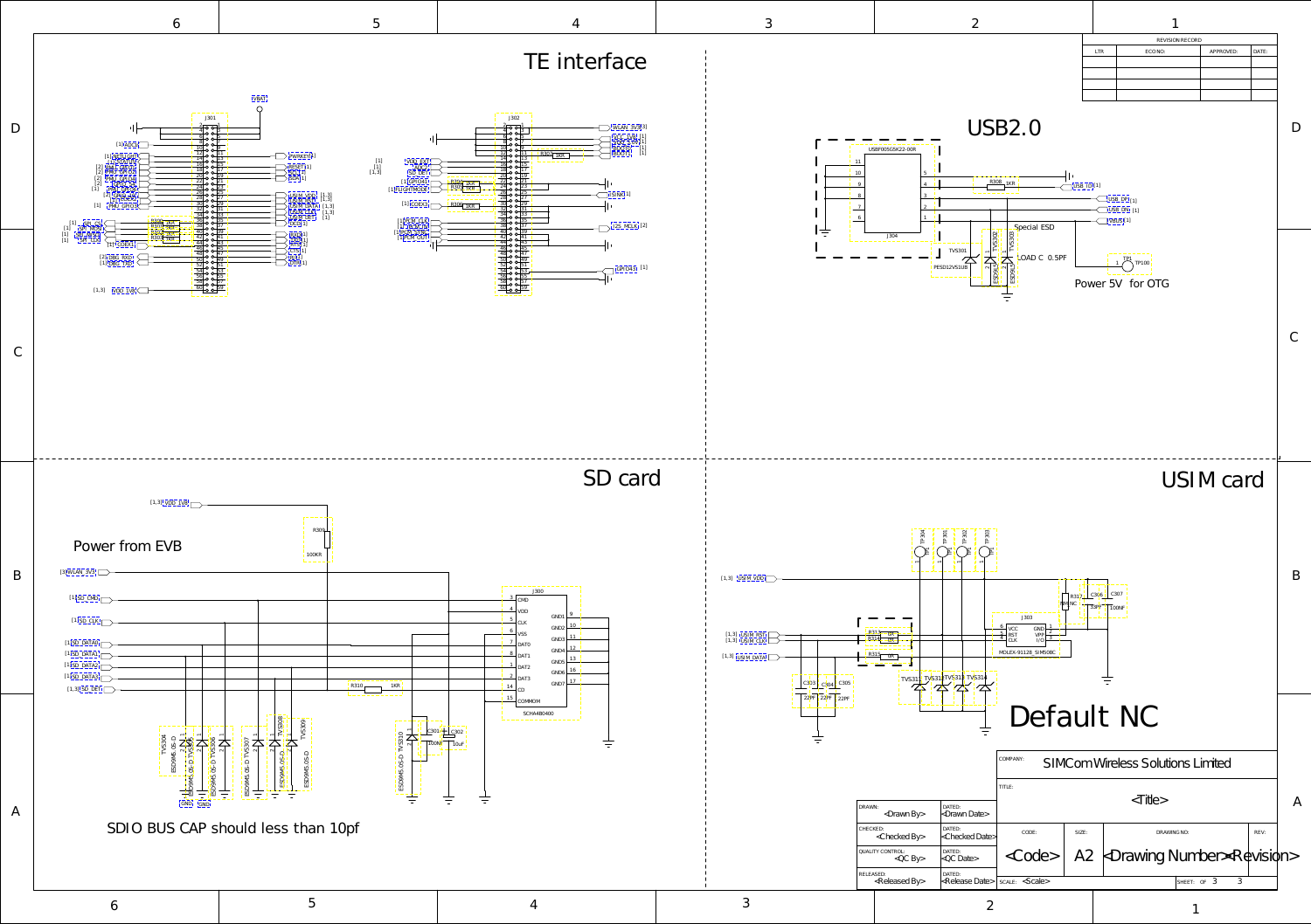## TE interface

## USB2.0

Special ESD

LOAD C 0.5PF

Power 5V for OTG

## SD card

Power from EVB

SDIO BUS CAP should less than 10pf

## USIM card

Default NC

| REVISION RECORD | | | |
|---|---|---|---|
| LTR | ECO NO: | APPROVED: | DATE: |

COMPANY: SIMCom Wireless Solutions Limited

TITLE: <Title>

| | | | | | |
|---|---|---|---|---|---|
| DRAWN: <Drawn By> | DATED: <Drawn Date> | | | | |
| CHECKED: <Checked By> | DATED: <Checked Date> | CODE: | SIZE: | DRAWING NO: | REV: |
| QUALITY CONTROL: <QC By> | DATED: <QC Date> | <Code> | A2 | <Drawing Number> | <Revision> |
| RELEASED: <Released By> | DATED: <Release Date> | SCALE: <Scale> | | SHEET: 3 OF 3 | |